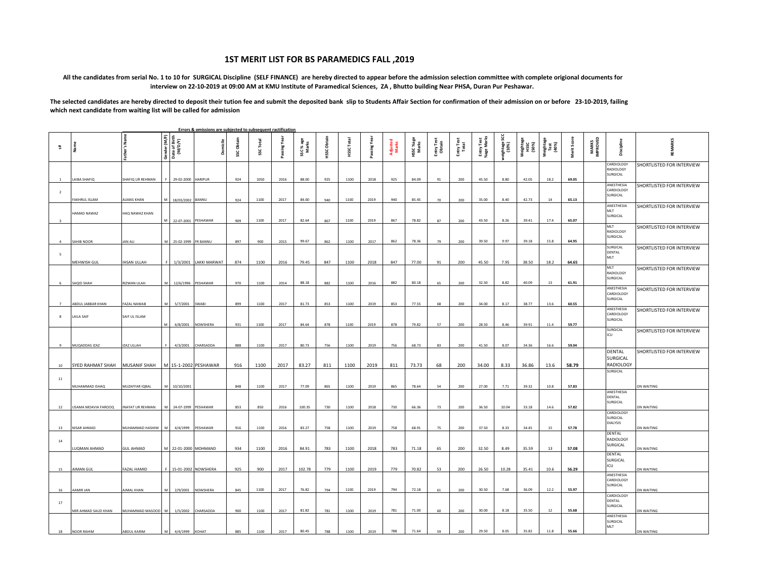# 1ST MERIT LIST FOR BS PARAMEDICS FALL ,2019

**All the candidates from serial No. 1 to 10 for SURGICAL Discipline (SELF FINANCE) are hereby directed to appear before the admission selection committee with complete origional documents for interview on 22-10-2019 at 09:00 AM at KMU Institute of Paramedical Sciences, ZA , Bhutto building Near PHSA, Duran Pur Peshawar.**

**The selected candidates are hereby directed to deposit their tution fee and submit the deposited bank slip to Students Affair Section for confirmation of their admission on or before 23-10-2019, failing which next candidate from waiting list will be called for admission**

Errors & omissions are subjected to subsequent ractification

| s# | Name | Father's Name | Gender (M/F) | Date of Birth (M/D/Y) | Domicile | SSC Obtain | SSC Total | Passing Year | SSC % age Marks | HSSC Obtain | HSSC Total | Passing Year | Adjusted Marks | HSSC %age Marks | Entry Test Obtain | Entry Test Total | Entry Test %age Marks | weightage SCC (10%) | Weightage HSSC (50%) | Weightage Test (40%) | Merit Score | MARKS IMPROVED | Discipline | REMARKS |
|---|---|---|---|---|---|---|---|---|---|---|---|---|---|---|---|---|---|---|---|---|---|---|---|---|
| 1 | LAIBA SHAFIQ | SHAFIQ UR REHMAN | F | 29-02-2000 | HARIPUR | 924 | 1050 | 2016 | 88.00 | 925 | 1100 | 2018 | 925 | 84.09 | 91 | 200 | 45.50 | 8.80 | 42.05 | 18.2 | 69.05 | | CARDIOLOGY RADIOLOGY SURGICAL | SHORTLISTED FOR INTERVIEW |
| 2 | FAKHRUL ISLAM | ALMAS KHAN | M | 18/03/2002 | BANNU | 924 | 1100 | 2017 | 84.00 | 940 | 1100 | 2019 | 940 | 85.45 | 70 | 200 | 35.00 | 8.40 | 42.73 | 14 | 65.13 | | ANESTHESIA CARDIOLOGY SURGICAL | SHORTLISTED FOR INTERVIEW |
| 3 | HAMAD NAWAZ | HAQ NAWAZ KHAN | M | 22-07-2001 | PESHAWAR | 909 | 1100 | 2017 | 82.64 | 867 | 1100 | 2019 | 867 | 78.82 | 87 | 200 | 43.50 | 8.26 | 39.41 | 17.4 | 65.07 | | ANESTHESIA MLT SURGICAL | SHORTLISTED FOR INTERVIEW |
| 4 | SAHIB NOOR | JAN ALI | M | 25-02-1999 | FR BANNU | 897 | 900 | 2015 | 99.67 | 862 | 1100 | 2017 | 862 | 78.36 | 79 | 200 | 39.50 | 9.97 | 39.18 | 15.8 | 64.95 | | MLT RADIOLOGY SURGICAL | SHORTLISTED FOR INTERVIEW |
| 5 | MEHWISH GUL | IHSAN ULLAH | F | 1/3/2001 | LAKKI MARWAT | 874 | 1100 | 2016 | 79.45 | 847 | 1100 | 2018 | 847 | 77.00 | 91 | 200 | 45.50 | 7.95 | 38.50 | 18.2 | 64.65 | | SURGICAL DENTAL MLT | SHORTLISTED FOR INTERVIEW |
| 6 | SAQID SHAH | RIZWAN ULAH | M | 12/6/1996 | PESHAWAR | 970 | 1100 | 2014 | 88.18 | 882 | 1100 | 2016 | 882 | 80.18 | 65 | 200 | 32.50 | 8.82 | 40.09 | 13 | 61.91 | | MLT RADIOLOGY SURGICAL | SHORTLISTED FOR INTERVIEW |
| 7 | ABDUL JABBAR KHAN | FAZAL NAWAB | M | 5/7/2001 | SWABI | 899 | 1100 | 2017 | 81.73 | 853 | 1100 | 2019 | 853 | 77.55 | 68 | 200 | 34.00 | 8.17 | 38.77 | 13.6 | 60.55 | | ANESTHESIA CARDIOLOGY SURGICAL | SHORTLISTED FOR INTERVIEW |
| 8 | LAILA SAIF | SAIF UL ISLAM | M | 6/8/2001 | NOWSHERA | 931 | 1100 | 2017 | 84.64 | 878 | 1100 | 2019 | 878 | 79.82 | 57 | 200 | 28.50 | 8.46 | 39.91 | 11.4 | 59.77 | | ANESTHESIA CARDIOLOGY SURGICAL | SHORTLISTED FOR INTERVIEW |
| 9 | MUQADDAS IZAZ | IZAZ ULLAH | F | 4/3/2001 | CHARSADDA | 888 | 1100 | 2017 | 80.73 | 756 | 1100 | 2019 | 756 | 68.73 | 83 | 200 | 41.50 | 8.07 | 34.36 | 16.6 | 59.04 | | SURGICAL ICU | SHORTLISTED FOR INTERVIEW |
| 10 | SYED RAHMAT SHAH | MUSANIF SHAH | M | 15-1-2002 | PESHAWAR | 916 | 1100 | 2017 | 83.27 | 811 | 1100 | 2019 | 811 | 73.73 | 68 | 200 | 34.00 | 8.33 | 36.86 | 13.6 | 58.79 | | DENTAL SURGICAL RADIOLOGY | SHORTLISTED FOR INTERVIEW |
| 11 | MUHAMMAD ISHAQ | MUZAFFAR IQBAL | M | 10/10/2001 | | 848 | 1100 | 2017 | 77.09 | 865 | 1100 | 2019 | 865 | 78.64 | 54 | 200 | 27.00 | 7.71 | 39.32 | 10.8 | 57.83 | | SURGICAL | ON WAITING |
| 12 | USAMA MOAVIA FAROOQ | INAYAT UR REHMAN | M | 24-07-1999 | PESHAWAR | 853 | 850 | 2016 | 100.35 | 730 | 1100 | 2018 | 730 | 66.36 | 73 | 200 | 36.50 | 10.04 | 33.18 | 14.6 | 57.82 | | ANESTHESIA DENTAL SURGICAL | ON WAITING |
| 13 | NISAR AHMAD | MUHAMMAD HASHIM | M | 4/4/1999 | PESHAWAR | 916 | 1100 | 2016 | 83.27 | 758 | 1100 | 2019 | 758 | 68.91 | 75 | 200 | 37.50 | 8.33 | 34.45 | 15 | 57.78 | | CARDIOLOGY SURGICAL DIALYSIS | ON WAITING |
| 14 | LUQMAN AHMAD | GUL AHMAD | M | 22-01-2000 | MOHMAND | 934 | 1100 | 2016 | 84.91 | 783 | 1100 | 2018 | 783 | 71.18 | 65 | 200 | 32.50 | 8.49 | 35.59 | 13 | 57.08 | | DENTAL RADIOLOGY SURGICAL | ON WAITING |
| 15 | AIMAN GUL | FAZAL HAMID | F | 15-01-2002 | NOWSHERA | 925 | 900 | 2017 | 102.78 | 779 | 1100 | 2019 | 779 | 70.82 | 53 | 200 | 26.50 | 10.28 | 35.41 | 10.6 | 56.29 | | DENTAL SURGICAL ICU | ON WAITING |
| 16 | AAMIR JAN | AJMAL KHAN | M | 2/9/2001 | NOWSHERA | 845 | 1100 | 2017 | 76.82 | 794 | 1100 | 2019 | 794 | 72.18 | 61 | 200 | 30.50 | 7.68 | 36.09 | 12.2 | 55.97 | | ANESTHESIA CARDIOLOGY SURGICAL | ON WAITING |
| 17 | MIR AHMAD SAUD KHAN | MUHAMMAD MASOOD | M | 1/5/2002 | CHARSADDA | 900 | 1100 | 2017 | 81.82 | 781 | 1100 | 2019 | 781 | 71.00 | 60 | 200 | 30.00 | 8.18 | 35.50 | 12 | 55.68 | | CARDIOLOGY DENTAL SURGICAL | ON WAITING |
| 18 | NOOR RAHIM | ABDUL KARIM | M | 4/4/1999 | KOHAT | 885 | 1100 | 2017 | 80.45 | 788 | 1100 | 2019 | 788 | 71.64 | 59 | 200 | 29.50 | 8.05 | 35.82 | 11.8 | 55.66 | | ANESTHESIA SURGICAL MLT | ON WAITING |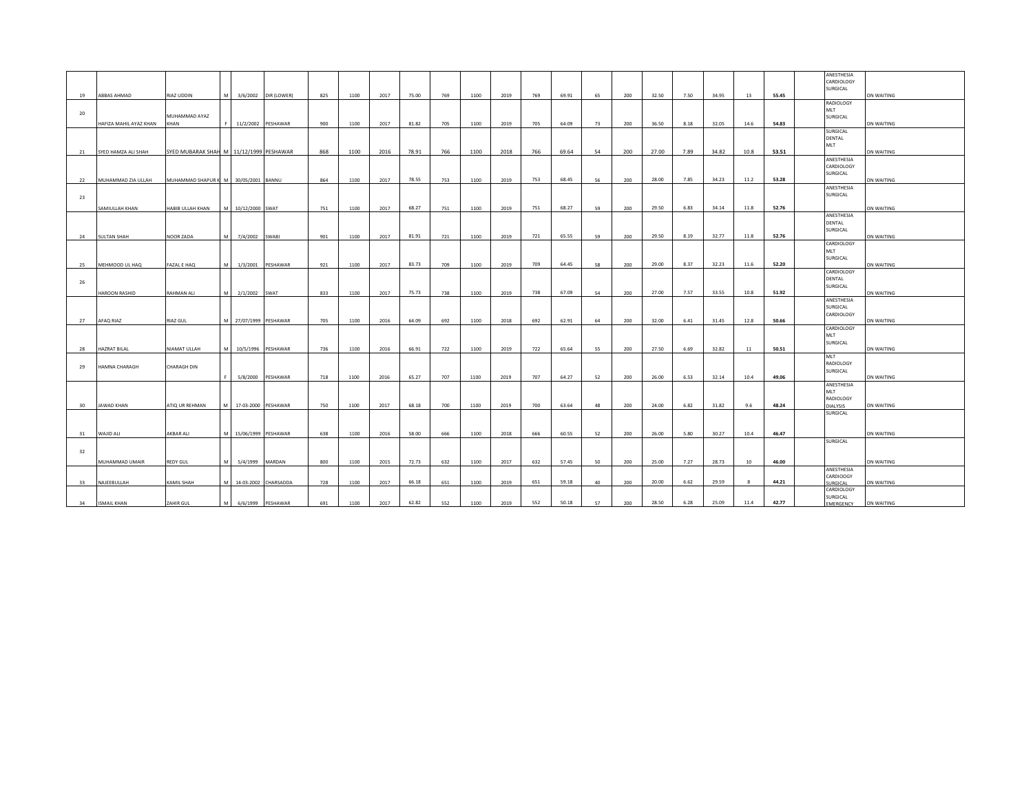| | | | | | | | | | | | | | | | | | | | | | | | | |
|---|---|---|---|---|---|---|---|---|---|---|---|---|---|---|---|---|---|---|---|---|---|---|---|---|
| 19 | ABBAS AHMAD | RIAZ UDDIN | M | 3/6/2002 | DIR (LOWER) | 825 | 1100 | 2017 | 75.00 | 769 | 1100 | 2019 | 769 | 69.91 | 65 | 200 | 32.50 | 7.50 | 34.95 | 13 | 55.45 | | ANESTHESIA CARDIOLOGY SURGICAL | ON WAITING |
| 20 | HAFIZA MAHIL AYAZ KHAN | MUHAMMAD AYAZ KHAN | F | 11/2/2002 | PESHAWAR | 900 | 1100 | 2017 | 81.82 | 705 | 1100 | 2019 | 705 | 64.09 | 73 | 200 | 36.50 | 8.18 | 32.05 | 14.6 | 54.83 | | RADIOLOGY MLT SURGICAL | ON WAITING |
| 21 | SYED HAMZA ALI SHAH | SYED MUBARAK SHAH | M | 11/12/1999 | PESHAWAR | 868 | 1100 | 2016 | 78.91 | 766 | 1100 | 2018 | 766 | 69.64 | 54 | 200 | 27.00 | 7.89 | 34.82 | 10.8 | 53.51 | | SURGICAL DENTAL MLT | ON WAITING |
| 22 | MUHAMMAD ZIA ULLAH | MUHAMMAD SHAPUR K | M | 30/05/2001 | BANNU | 864 | 1100 | 2017 | 78.55 | 753 | 1100 | 2019 | 753 | 68.45 | 56 | 200 | 28.00 | 7.85 | 34.23 | 11.2 | 53.28 | | ANESTHESIA CARDIOLOGY SURGICAL | ON WAITING |
| 23 | SAMIULLAH KHAN | HABIB ULLAH KHAN | M | 10/12/2000 | SWAT | 751 | 1100 | 2017 | 68.27 | 751 | 1100 | 2019 | 751 | 68.27 | 59 | 200 | 29.50 | 6.83 | 34.14 | 11.8 | 52.76 | | ANESTHESIA SURGICAL | ON WAITING |
| 24 | SULTAN SHAH | NOOR ZADA | M | 7/4/2002 | SWABI | 901 | 1100 | 2017 | 81.91 | 721 | 1100 | 2019 | 721 | 65.55 | 59 | 200 | 29.50 | 8.19 | 32.77 | 11.8 | 52.76 | | ANESTHESIA DENTAL SURGICAL | ON WAITING |
| 25 | MEHMOOD UL HAQ | FAZAL E HAQ | M | 1/3/2001 | PESHAWAR | 921 | 1100 | 2017 | 83.73 | 709 | 1100 | 2019 | 709 | 64.45 | 58 | 200 | 29.00 | 8.37 | 32.23 | 11.6 | 52.20 | | CARDIOLOGY MLT SURGICAL | ON WAITING |
| 26 | HAROON RASHID | RAHMAN ALI | M | 2/1/2002 | SWAT | 833 | 1100 | 2017 | 75.73 | 738 | 1100 | 2019 | 738 | 67.09 | 54 | 200 | 27.00 | 7.57 | 33.55 | 10.8 | 51.92 | | CARDIOLOGY DENTAL SURGICAL | ON WAITING |
| 27 | AFAQ RIAZ | RIAZ GUL | M | 27/07/1999 | PESHAWAR | 705 | 1100 | 2016 | 64.09 | 692 | 1100 | 2018 | 692 | 62.91 | 64 | 200 | 32.00 | 6.41 | 31.45 | 12.8 | 50.66 | | ANESTHESIA SURGICAL CARDIOLOGY | ON WAITING |
| 28 | HAZRAT BILAL | NIAMAT ULLAH | M | 10/5/1996 | PESHAWAR | 736 | 1100 | 2016 | 66.91 | 722 | 1100 | 2019 | 722 | 65.64 | 55 | 200 | 27.50 | 6.69 | 32.82 | 11 | 50.51 | | CARDIOLOGY MLT SURGICAL | ON WAITING |
| 29 | HAMNA CHARAGH | CHARAGH DIN | F | 5/8/2000 | PESHAWAR | 718 | 1100 | 2016 | 65.27 | 707 | 1100 | 2019 | 707 | 64.27 | 52 | 200 | 26.00 | 6.53 | 32.14 | 10.4 | 49.06 | | MLT RADIOLOGY SURGICAL | ON WAITING |
| 30 | JAWAD KHAN | ATIQ UR REHMAN | M | 17-03-2000 | PESHAWAR | 750 | 1100 | 2017 | 68.18 | 700 | 1100 | 2019 | 700 | 63.64 | 48 | 200 | 24.00 | 6.82 | 31.82 | 9.6 | 48.24 | | ANESTHESIA MLT RADIOLOGY DIALYSIS | ON WAITING |
| 31 | WAJID ALI | AKBAR ALI | M | 15/06/1999 | PESHAWAR | 638 | 1100 | 2016 | 58.00 | 666 | 1100 | 2018 | 666 | 60.55 | 52 | 200 | 26.00 | 5.80 | 30.27 | 10.4 | 46.47 | | SURGICAL | ON WAITING |
| 32 | MUHAMMAD UMAIR | REDY GUL | M | 5/4/1999 | MARDAN | 800 | 1100 | 2015 | 72.73 | 632 | 1100 | 2017 | 632 | 57.45 | 50 | 200 | 25.00 | 7.27 | 28.73 | 10 | 46.00 | | SURGICAL | ON WAITING |
| 33 | NAJEEBULLAH | KAMIL SHAH | M | 14-03-2002 | CHARSADDA | 728 | 1100 | 2017 | 66.18 | 651 | 1100 | 2019 | 651 | 59.18 | 40 | 200 | 20.00 | 6.62 | 29.59 | 8 | 44.21 | | ANESTHESIA CARDIOOGY SURGICAL | ON WAITING |
| 34 | ISMAIL KHAN | ZAHIR GUL | M | 6/6/1999 | PESHAWAR | 691 | 1100 | 2017 | 62.82 | 552 | 1100 | 2019 | 552 | 50.18 | 57 | 200 | 28.50 | 6.28 | 25.09 | 11.4 | 42.77 | | CARDIOLOGY SURGICAL EMERGENCY | ON WAITING |